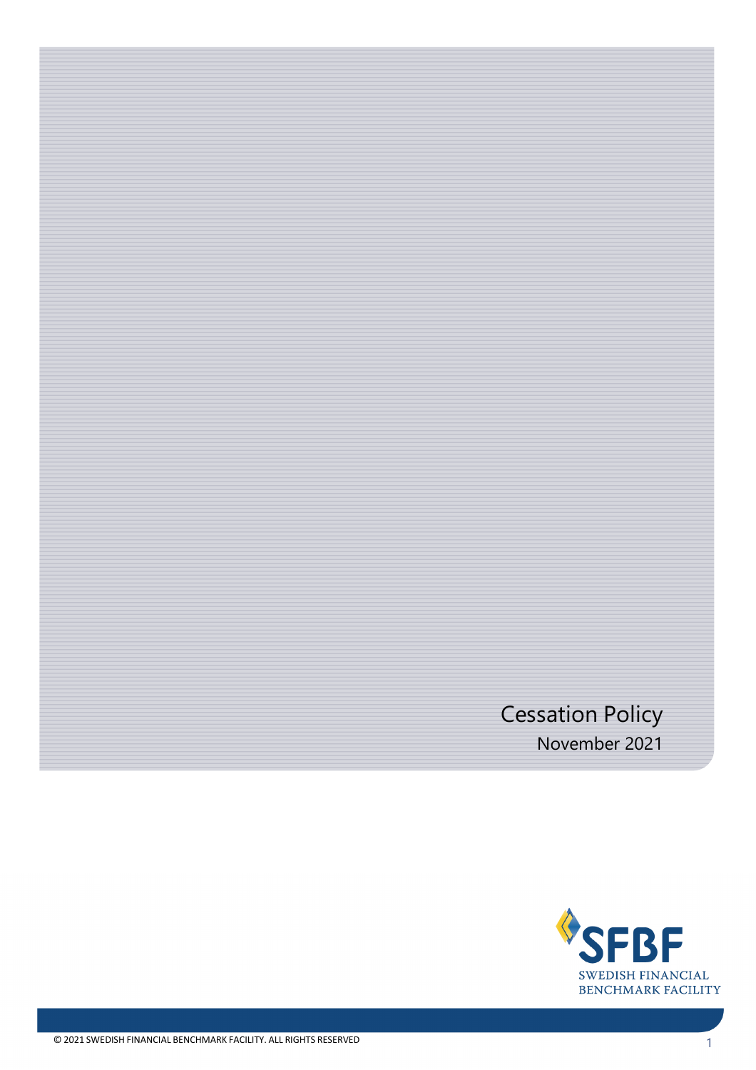# Cessation Policy

November 2021

SFBF
SWEDISH FINANCIAL
BENCHMARK FACILITY

© 2021 SWEDISH FINANCIAL BENCHMARK FACILITY. ALL RIGHTS RESERVED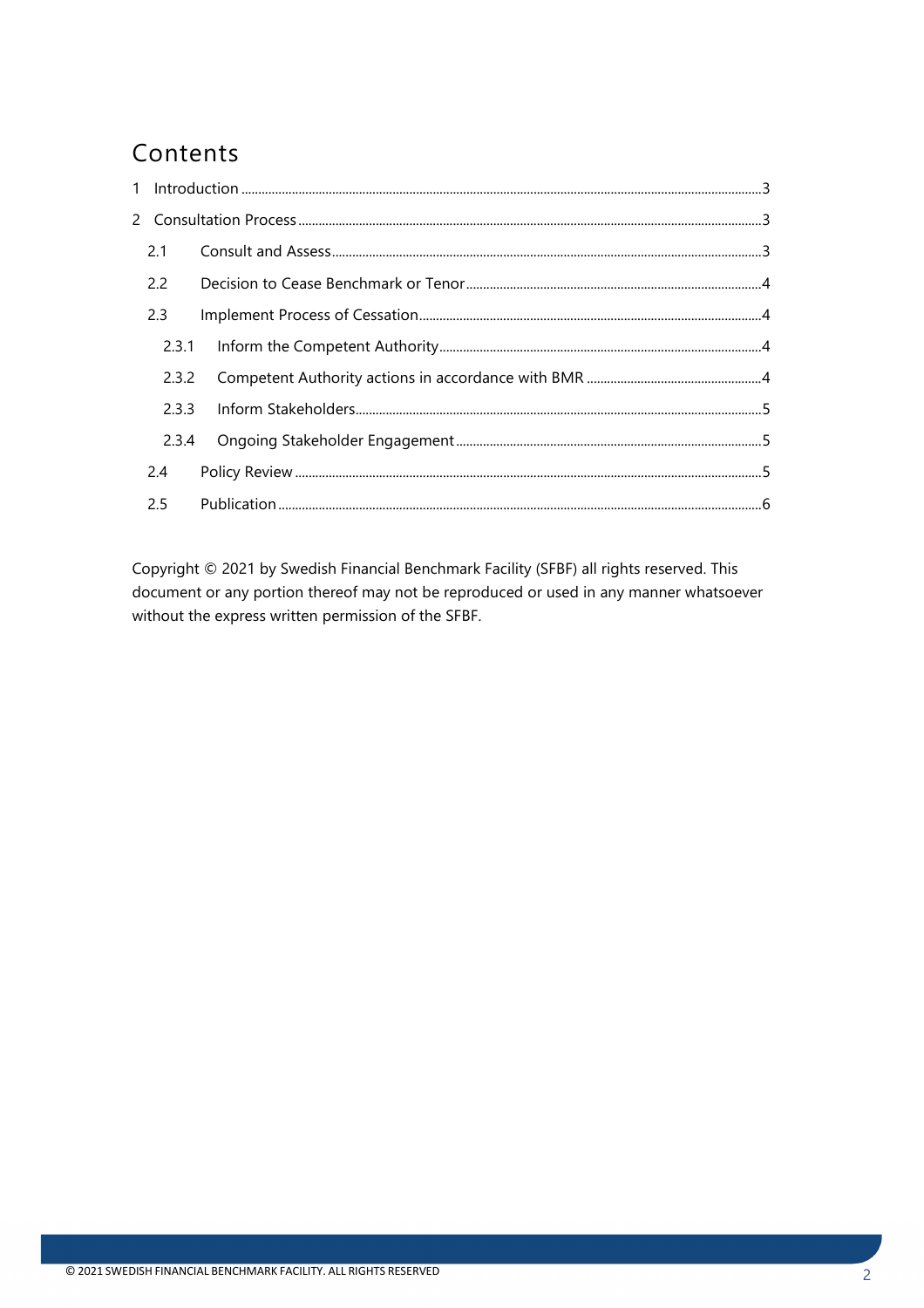# Contents

1 Introduction ........................................................................................................ 3

2 Consultation Process ........................................................................................ 3

  2.1 Consult and Assess .................................................................................. 3

  2.2 Decision to Cease Benchmark or Tenor .................................................. 4

  2.3 Implement Process of Cessation ............................................................. 4

    2.3.1 Inform the Competent Authority ..................................................... 4

    2.3.2 Competent Authority actions in accordance with BMR .................. 4

    2.3.3 Inform Stakeholders ......................................................................... 5

    2.3.4 Ongoing Stakeholder Engagement .................................................. 5

  2.4 Policy Review ............................................................................................ 5

  2.5 Publication ................................................................................................ 6

Copyright © 2021 by Swedish Financial Benchmark Facility (SFBF) all rights reserved. This document or any portion thereof may not be reproduced or used in any manner whatsoever without the express written permission of the SFBF.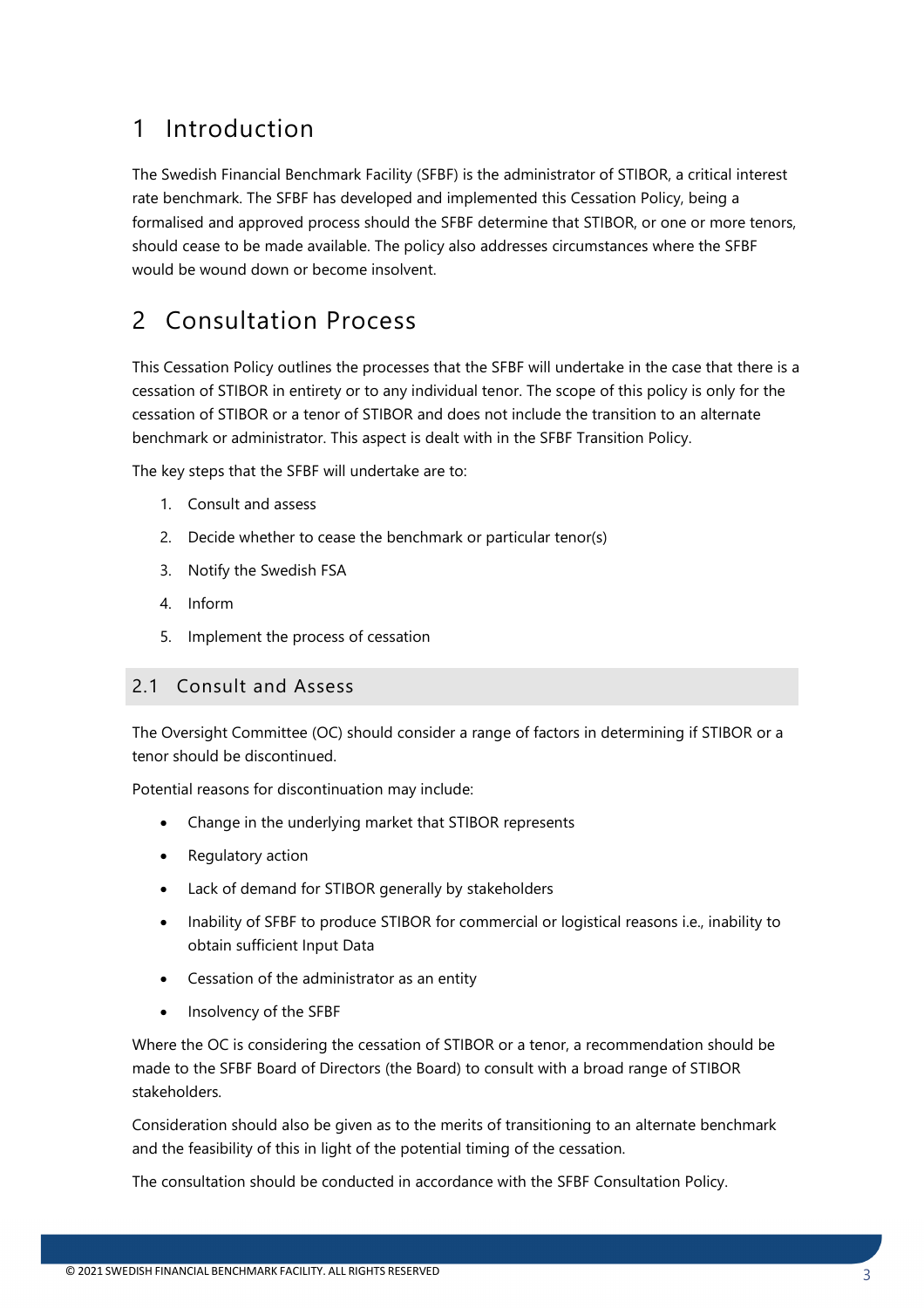# 1 Introduction

The Swedish Financial Benchmark Facility (SFBF) is the administrator of STIBOR, a critical interest rate benchmark. The SFBF has developed and implemented this Cessation Policy, being a formalised and approved process should the SFBF determine that STIBOR, or one or more tenors, should cease to be made available. The policy also addresses circumstances where the SFBF would be wound down or become insolvent.

# 2 Consultation Process

This Cessation Policy outlines the processes that the SFBF will undertake in the case that there is a cessation of STIBOR in entirety or to any individual tenor. The scope of this policy is only for the cessation of STIBOR or a tenor of STIBOR and does not include the transition to an alternate benchmark or administrator. This aspect is dealt with in the SFBF Transition Policy.

The key steps that the SFBF will undertake are to:

1. Consult and assess
2. Decide whether to cease the benchmark or particular tenor(s)
3. Notify the Swedish FSA
4. Inform
5. Implement the process of cessation

## 2.1 Consult and Assess

The Oversight Committee (OC) should consider a range of factors in determining if STIBOR or a tenor should be discontinued.

Potential reasons for discontinuation may include:

- Change in the underlying market that STIBOR represents
- Regulatory action
- Lack of demand for STIBOR generally by stakeholders
- Inability of SFBF to produce STIBOR for commercial or logistical reasons i.e., inability to obtain sufficient Input Data
- Cessation of the administrator as an entity
- Insolvency of the SFBF

Where the OC is considering the cessation of STIBOR or a tenor, a recommendation should be made to the SFBF Board of Directors (the Board) to consult with a broad range of STIBOR stakeholders.

Consideration should also be given as to the merits of transitioning to an alternate benchmark and the feasibility of this in light of the potential timing of the cessation.

The consultation should be conducted in accordance with the SFBF Consultation Policy.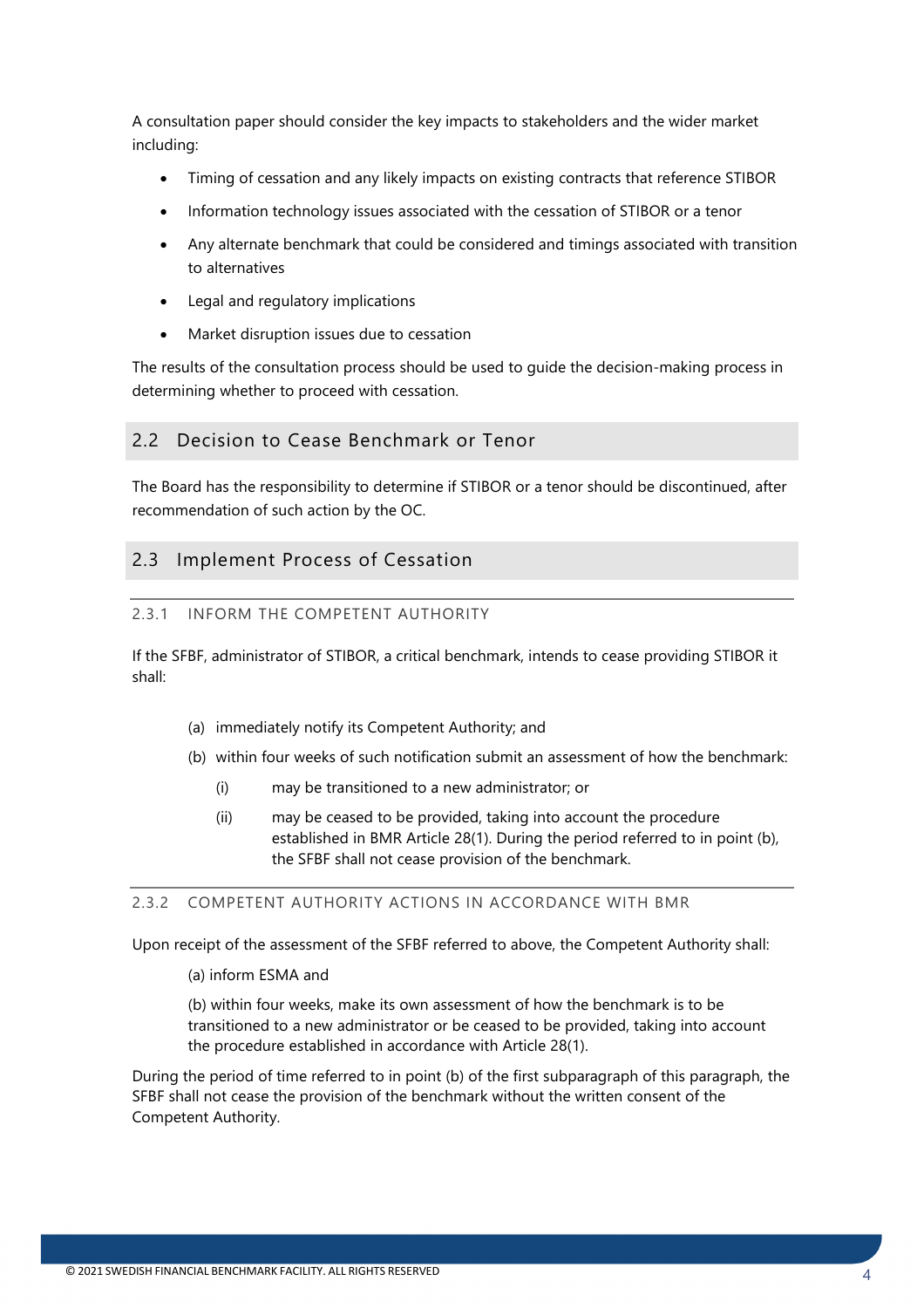A consultation paper should consider the key impacts to stakeholders and the wider market including:

- Timing of cessation and any likely impacts on existing contracts that reference STIBOR
- Information technology issues associated with the cessation of STIBOR or a tenor
- Any alternate benchmark that could be considered and timings associated with transition to alternatives
- Legal and regulatory implications
- Market disruption issues due to cessation

The results of the consultation process should be used to guide the decision-making process in determining whether to proceed with cessation.

## 2.2 Decision to Cease Benchmark or Tenor

The Board has the responsibility to determine if STIBOR or a tenor should be discontinued, after recommendation of such action by the OC.

## 2.3 Implement Process of Cessation

### 2.3.1 INFORM THE COMPETENT AUTHORITY

If the SFBF, administrator of STIBOR, a critical benchmark, intends to cease providing STIBOR it shall:

(a) immediately notify its Competent Authority; and

(b) within four weeks of such notification submit an assessment of how the benchmark:

(i) may be transitioned to a new administrator; or

(ii) may be ceased to be provided, taking into account the procedure established in BMR Article 28(1). During the period referred to in point (b), the SFBF shall not cease provision of the benchmark.

### 2.3.2 COMPETENT AUTHORITY ACTIONS IN ACCORDANCE WITH BMR

Upon receipt of the assessment of the SFBF referred to above, the Competent Authority shall:

(a) inform ESMA and

(b) within four weeks, make its own assessment of how the benchmark is to be transitioned to a new administrator or be ceased to be provided, taking into account the procedure established in accordance with Article 28(1).

During the period of time referred to in point (b) of the first subparagraph of this paragraph, the SFBF shall not cease the provision of the benchmark without the written consent of the Competent Authority.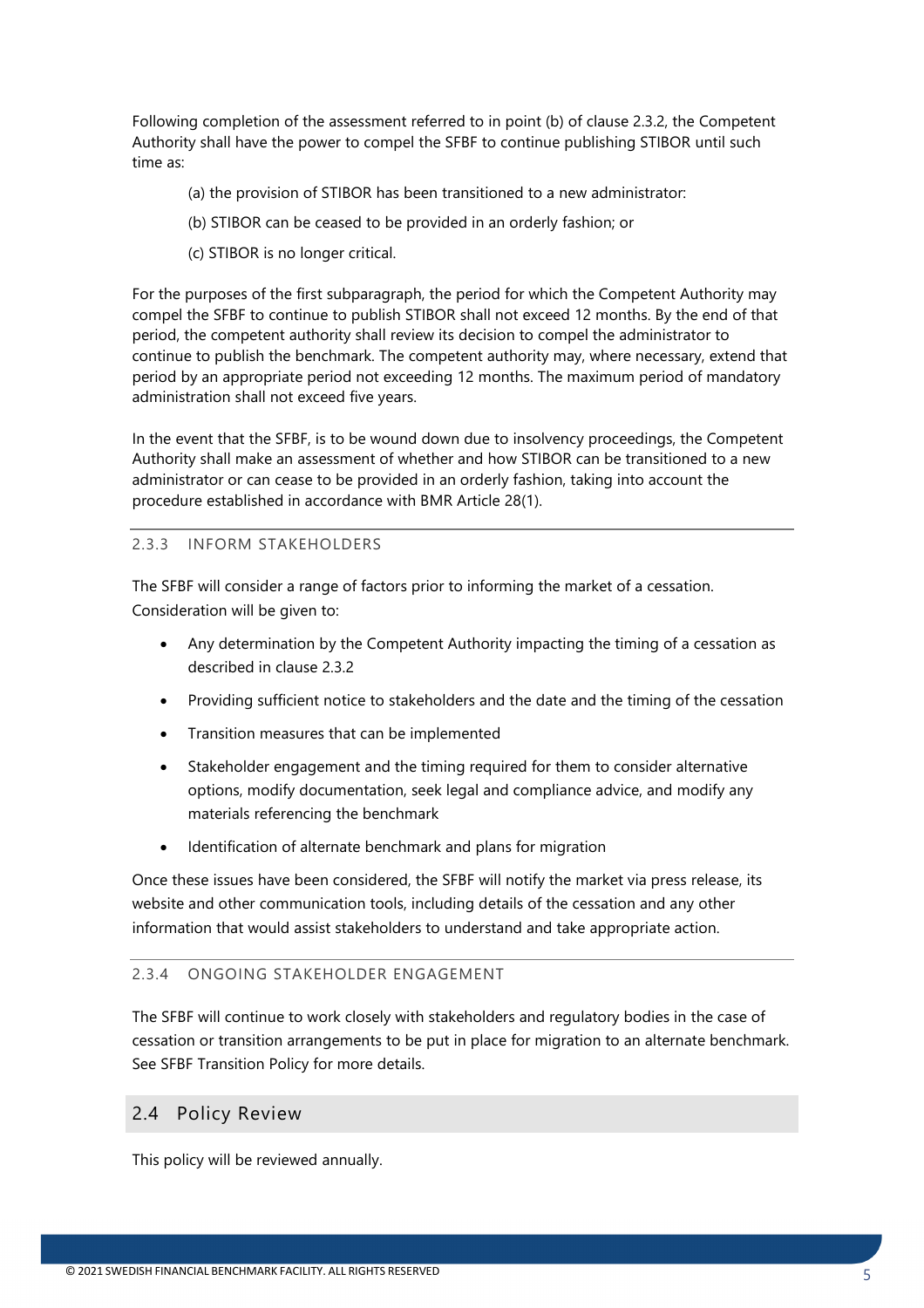Following completion of the assessment referred to in point (b) of clause 2.3.2, the Competent Authority shall have the power to compel the SFBF to continue publishing STIBOR until such time as:

(a) the provision of STIBOR has been transitioned to a new administrator:

(b) STIBOR can be ceased to be provided in an orderly fashion; or

(c) STIBOR is no longer critical.

For the purposes of the first subparagraph, the period for which the Competent Authority may compel the SFBF to continue to publish STIBOR shall not exceed 12 months. By the end of that period, the competent authority shall review its decision to compel the administrator to continue to publish the benchmark. The competent authority may, where necessary, extend that period by an appropriate period not exceeding 12 months. The maximum period of mandatory administration shall not exceed five years.

In the event that the SFBF, is to be wound down due to insolvency proceedings, the Competent Authority shall make an assessment of whether and how STIBOR can be transitioned to a new administrator or can cease to be provided in an orderly fashion, taking into account the procedure established in accordance with BMR Article 28(1).

#### 2.3.3 INFORM STAKEHOLDERS

The SFBF will consider a range of factors prior to informing the market of a cessation. Consideration will be given to:

- Any determination by the Competent Authority impacting the timing of a cessation as described in clause 2.3.2
- Providing sufficient notice to stakeholders and the date and the timing of the cessation
- Transition measures that can be implemented
- Stakeholder engagement and the timing required for them to consider alternative options, modify documentation, seek legal and compliance advice, and modify any materials referencing the benchmark
- Identification of alternate benchmark and plans for migration

Once these issues have been considered, the SFBF will notify the market via press release, its website and other communication tools, including details of the cessation and any other information that would assist stakeholders to understand and take appropriate action.

#### 2.3.4 ONGOING STAKEHOLDER ENGAGEMENT

The SFBF will continue to work closely with stakeholders and regulatory bodies in the case of cessation or transition arrangements to be put in place for migration to an alternate benchmark. See SFBF Transition Policy for more details.

## 2.4 Policy Review

This policy will be reviewed annually.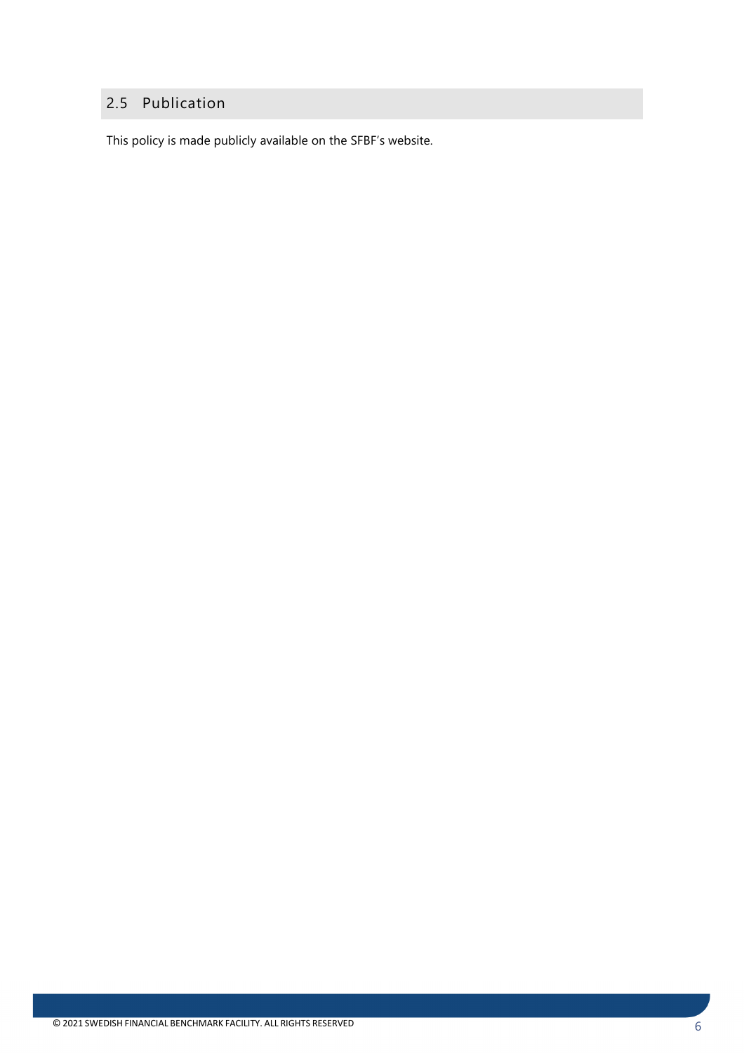## 2.5 Publication

This policy is made publicly available on the SFBF's website.